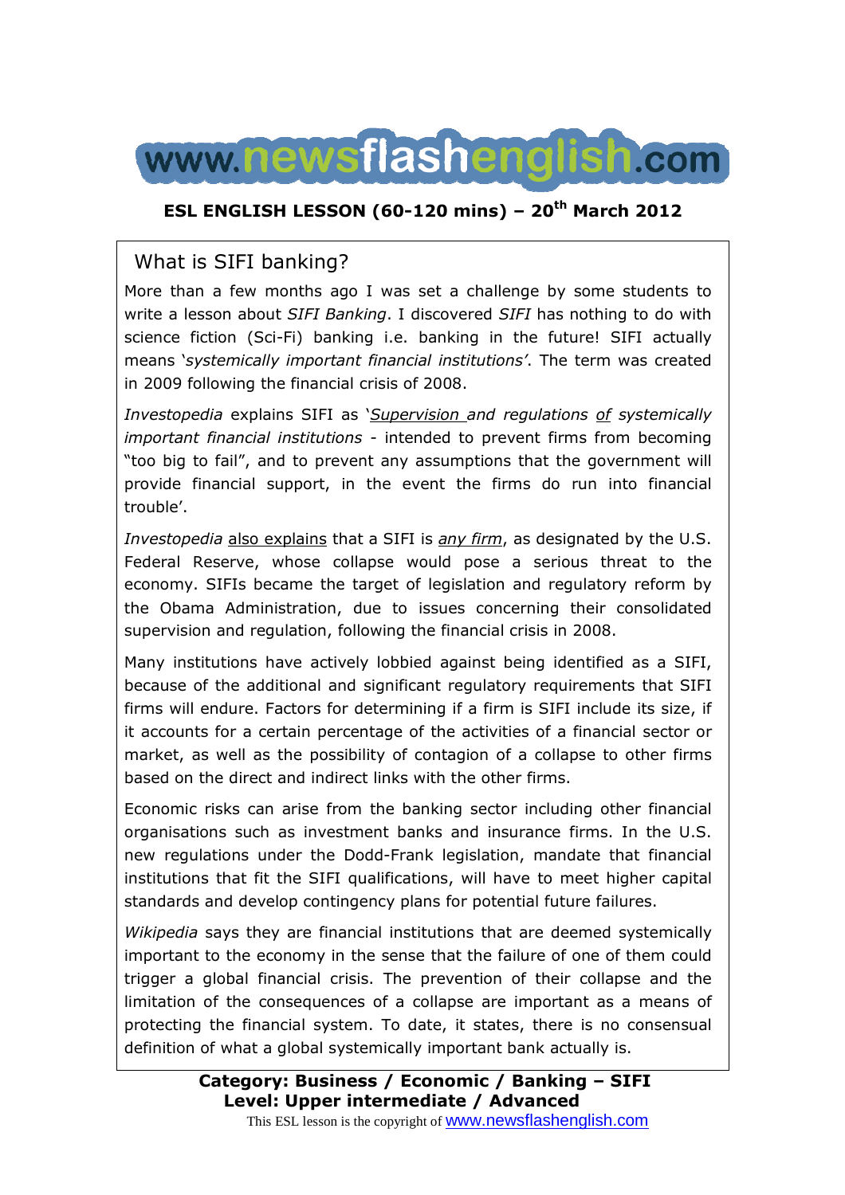# www.newsflashenglish.com

**ESL ENGLISH LESSON (60-120 mins) – 20th March 2012**

## What is SIFI banking?

More than a few months ago I was set a challenge by some students to write a lesson about *SIFI Banking*. I discovered *SIFI* has nothing to do with science fiction (Sci-Fi) banking i.e. banking in the future! SIFI actually means '*systemically important financial institutions*'. The term was created in 2009 following the financial crisis of 2008.

*Investopedia* explains SIFI as '*Supervision and regulations of systemically important financial institutions* - intended to prevent firms from becoming "too big to fail", and to prevent any assumptions that the government will provide financial support, in the event the firms do run into financial trouble'.

*Investopedia* also explains that a SIFI is *any firm*, as designated by the U.S. Federal Reserve, whose collapse would pose a serious threat to the economy. SIFIs became the target of legislation and regulatory reform by the Obama Administration, due to issues concerning their consolidated supervision and regulation, following the financial crisis in 2008.

Many institutions have actively lobbied against being identified as a SIFI, because of the additional and significant regulatory requirements that SIFI firms will endure. Factors for determining if a firm is SIFI include its size, if it accounts for a certain percentage of the activities of a financial sector or market, as well as the possibility of contagion of a collapse to other firms based on the direct and indirect links with the other firms.

Economic risks can arise from the banking sector including other financial organisations such as investment banks and insurance firms. In the U.S. new regulations under the Dodd-Frank legislation, mandate that financial institutions that fit the SIFI qualifications, will have to meet higher capital standards and develop contingency plans for potential future failures.

*Wikipedia* says they are financial institutions that are deemed systemically important to the economy in the sense that the failure of one of them could trigger a global financial crisis. The prevention of their collapse and the limitation of the consequences of a collapse are important as a means of protecting the financial system. To date, it states, there is no consensual definition of what a global systemically important bank actually is.

**Category: Business / Economic / Banking – SIFI**
**Level: Upper intermediate / Advanced**

This ESL lesson is the copyright of www.newsflashenglish.com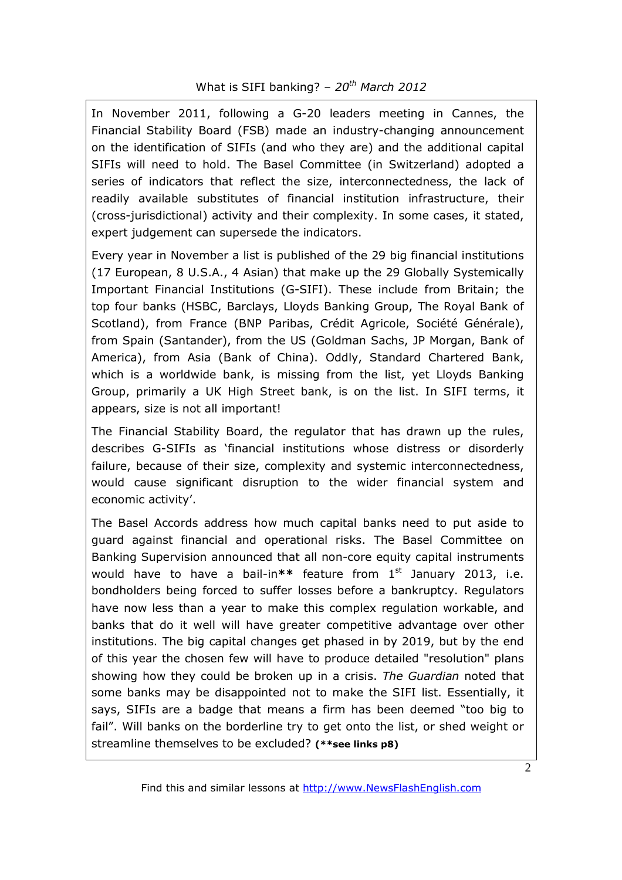## What is SIFI banking? – *20th March 2012*

In November 2011, following a G-20 leaders meeting in Cannes, the Financial Stability Board (FSB) made an industry-changing announcement on the identification of SIFIs (and who they are) and the additional capital SIFIs will need to hold. The Basel Committee (in Switzerland) adopted a series of indicators that reflect the size, interconnectedness, the lack of readily available substitutes of financial institution infrastructure, their (cross-jurisdictional) activity and their complexity. In some cases, it stated, expert judgement can supersede the indicators.

Every year in November a list is published of the 29 big financial institutions (17 European, 8 U.S.A., 4 Asian) that make up the 29 Globally Systemically Important Financial Institutions (G-SIFI). These include from Britain; the top four banks (HSBC, Barclays, Lloyds Banking Group, The Royal Bank of Scotland), from France (BNP Paribas, Crédit Agricole, Société Générale), from Spain (Santander), from the US (Goldman Sachs, JP Morgan, Bank of America), from Asia (Bank of China). Oddly, Standard Chartered Bank, which is a worldwide bank, is missing from the list, yet Lloyds Banking Group, primarily a UK High Street bank, is on the list. In SIFI terms, it appears, size is not all important!

The Financial Stability Board, the regulator that has drawn up the rules, describes G-SIFIs as 'financial institutions whose distress or disorderly failure, because of their size, complexity and systemic interconnectedness, would cause significant disruption to the wider financial system and economic activity'.

The Basel Accords address how much capital banks need to put aside to guard against financial and operational risks. The Basel Committee on Banking Supervision announced that all non-core equity capital instruments would have to have a bail-in**** feature from 1st January 2013, i.e. bondholders being forced to suffer losses before a bankruptcy. Regulators have now less than a year to make this complex regulation workable, and banks that do it well will have greater competitive advantage over other institutions. The big capital changes get phased in by 2019, but by the end of this year the chosen few will have to produce detailed "resolution" plans showing how they could be broken up in a crisis. *The Guardian* noted that some banks may be disappointed not to make the SIFI list. Essentially, it says, SIFIs are a badge that means a firm has been deemed "too big to fail". Will banks on the borderline try to get onto the list, or shed weight or streamline themselves to be excluded? **(**see links p8)**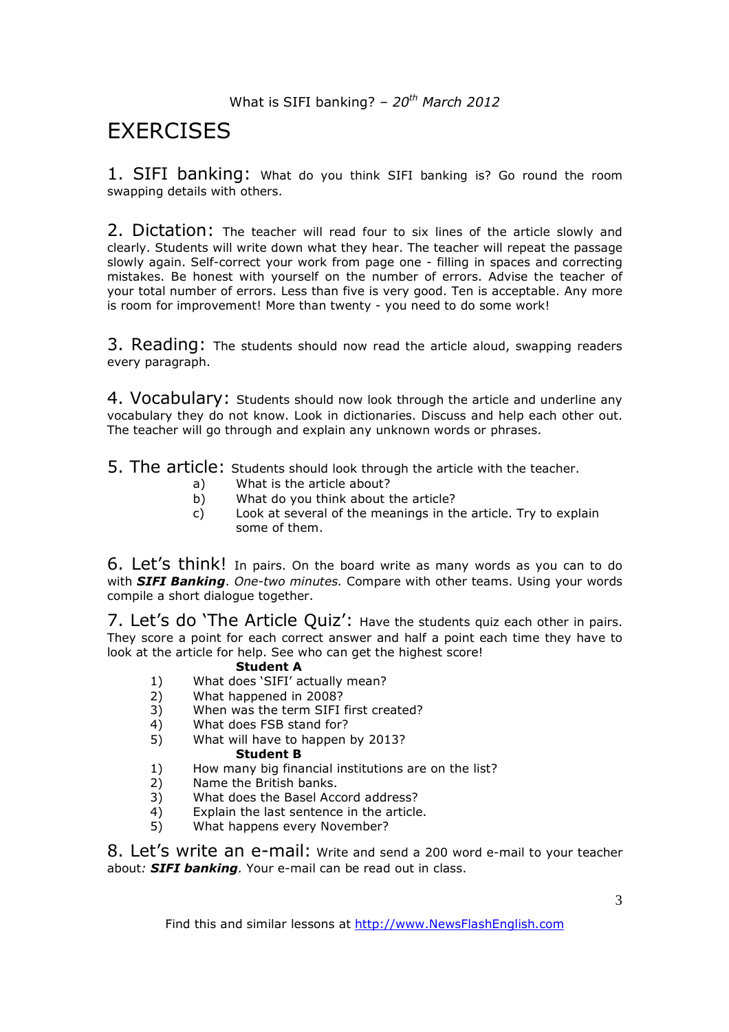# EXERCISES

**1. SIFI banking:** What do you think SIFI banking is? Go round the room swapping details with others.

**2. Dictation:** The teacher will read four to six lines of the article slowly and clearly. Students will write down what they hear. The teacher will repeat the passage slowly again. Self-correct your work from page one - filling in spaces and correcting mistakes. Be honest with yourself on the number of errors. Advise the teacher of your total number of errors. Less than five is very good. Ten is acceptable. Any more is room for improvement! More than twenty - you need to do some work!

**3. Reading:** The students should now read the article aloud, swapping readers every paragraph.

**4. Vocabulary:** Students should now look through the article and underline any vocabulary they do not know. Look in dictionaries. Discuss and help each other out. The teacher will go through and explain any unknown words or phrases.

**5. The article:** Students should look through the article with the teacher.

a) What is the article about?
b) What do you think about the article?
c) Look at several of the meanings in the article. Try to explain some of them.

**6. Let's think!** In pairs. On the board write as many words as you can to do with ***SIFI Banking***. *One-two minutes.* Compare with other teams. Using your words compile a short dialogue together.

**7. Let's do 'The Article Quiz':** Have the students quiz each other in pairs. They score a point for each correct answer and half a point each time they have to look at the article for help. See who can get the highest score!

**Student A**

1) What does 'SIFI' actually mean?
2) What happened in 2008?
3) When was the term SIFI first created?
4) What does FSB stand for?
5) What will have to happen by 2013?

**Student B**

1) How many big financial institutions are on the list?
2) Name the British banks.
3) What does the Basel Accord address?
4) Explain the last sentence in the article.
5) What happens every November?

**8. Let's write an e-mail:** Write and send a 200 word e-mail to your teacher about*:* ***SIFI banking****.* Your e-mail can be read out in class.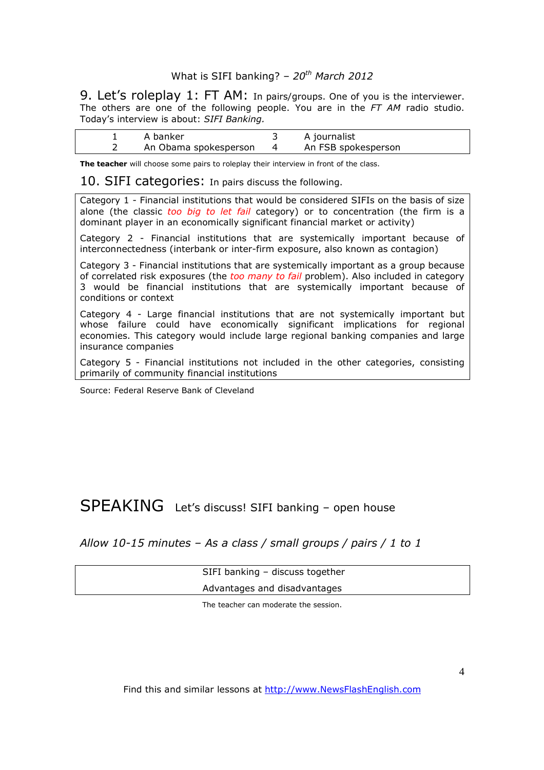What is SIFI banking? – *20th March 2012*

## 9. Let's roleplay 1: FT AM:

In pairs/groups. One of you is the interviewer. The others are one of the following people. You are in the *FT AM* radio studio. Today's interview is about: *SIFI Banking.*

| | | | |
|---|---|---|---|
| 1 | A banker | 3 | A journalist |
| 2 | An Obama spokesperson | 4 | An FSB spokesperson |

**The teacher** will choose some pairs to roleplay their interview in front of the class.

## 10. SIFI categories:

In pairs discuss the following.

Category 1 - Financial institutions that would be considered SIFIs on the basis of size alone (the classic *too big to let fail* category) or to concentration (the firm is a dominant player in an economically significant financial market or activity)

Category 2 - Financial institutions that are systemically important because of interconnectedness (interbank or inter-firm exposure, also known as contagion)

Category 3 - Financial institutions that are systemically important as a group because of correlated risk exposures (the *too many to fail* problem). Also included in category 3 would be financial institutions that are systemically important because of conditions or context

Category 4 - Large financial institutions that are not systemically important but whose failure could have economically significant implications for regional economies. This category would include large regional banking companies and large insurance companies

Category 5 - Financial institutions not included in the other categories, consisting primarily of community financial institutions

Source: Federal Reserve Bank of Cleveland

# SPEAKING

Let's discuss! SIFI banking – open house

*Allow 10-15 minutes – As a class / small groups / pairs / 1 to 1*

SIFI banking – discuss together

Advantages and disadvantages

The teacher can moderate the session.

Find this and similar lessons at http://www.NewsFlashEnglish.com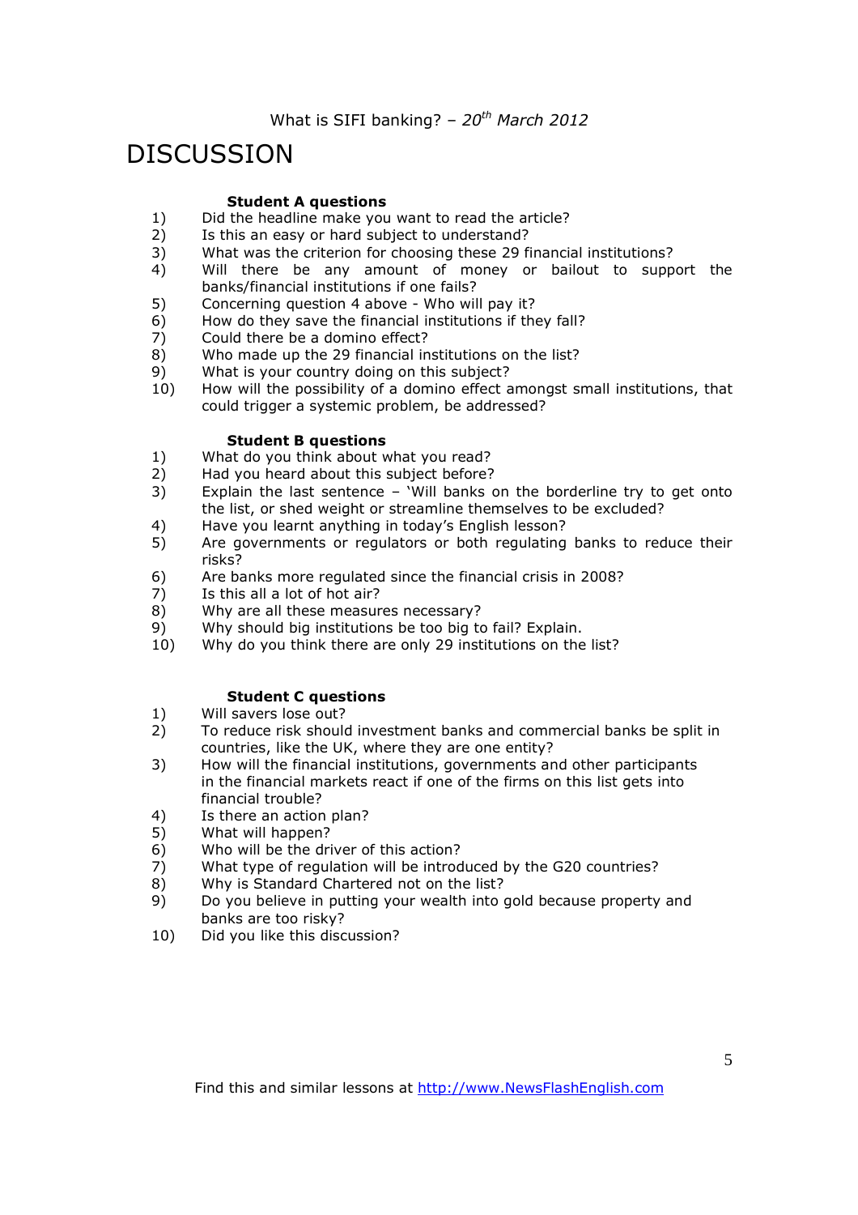What is SIFI banking? – *20th March 2012*

# DISCUSSION

### Student A questions

1) Did the headline make you want to read the article?
2) Is this an easy or hard subject to understand?
3) What was the criterion for choosing these 29 financial institutions?
4) Will there be any amount of money or bailout to support the banks/financial institutions if one fails?
5) Concerning question 4 above - Who will pay it?
6) How do they save the financial institutions if they fall?
7) Could there be a domino effect?
8) Who made up the 29 financial institutions on the list?
9) What is your country doing on this subject?
10) How will the possibility of a domino effect amongst small institutions, that could trigger a systemic problem, be addressed?

### Student B questions

1) What do you think about what you read?
2) Had you heard about this subject before?
3) Explain the last sentence – 'Will banks on the borderline try to get onto the list, or shed weight or streamline themselves to be excluded?
4) Have you learnt anything in today's English lesson?
5) Are governments or regulators or both regulating banks to reduce their risks?
6) Are banks more regulated since the financial crisis in 2008?
7) Is this all a lot of hot air?
8) Why are all these measures necessary?
9) Why should big institutions be too big to fail? Explain.
10) Why do you think there are only 29 institutions on the list?

### Student C questions

1) Will savers lose out?
2) To reduce risk should investment banks and commercial banks be split in countries, like the UK, where they are one entity?
3) How will the financial institutions, governments and other participants in the financial markets react if one of the firms on this list gets into financial trouble?
4) Is there an action plan?
5) What will happen?
6) Who will be the driver of this action?
7) What type of regulation will be introduced by the G20 countries?
8) Why is Standard Chartered not on the list?
9) Do you believe in putting your wealth into gold because property and banks are too risky?
10) Did you like this discussion?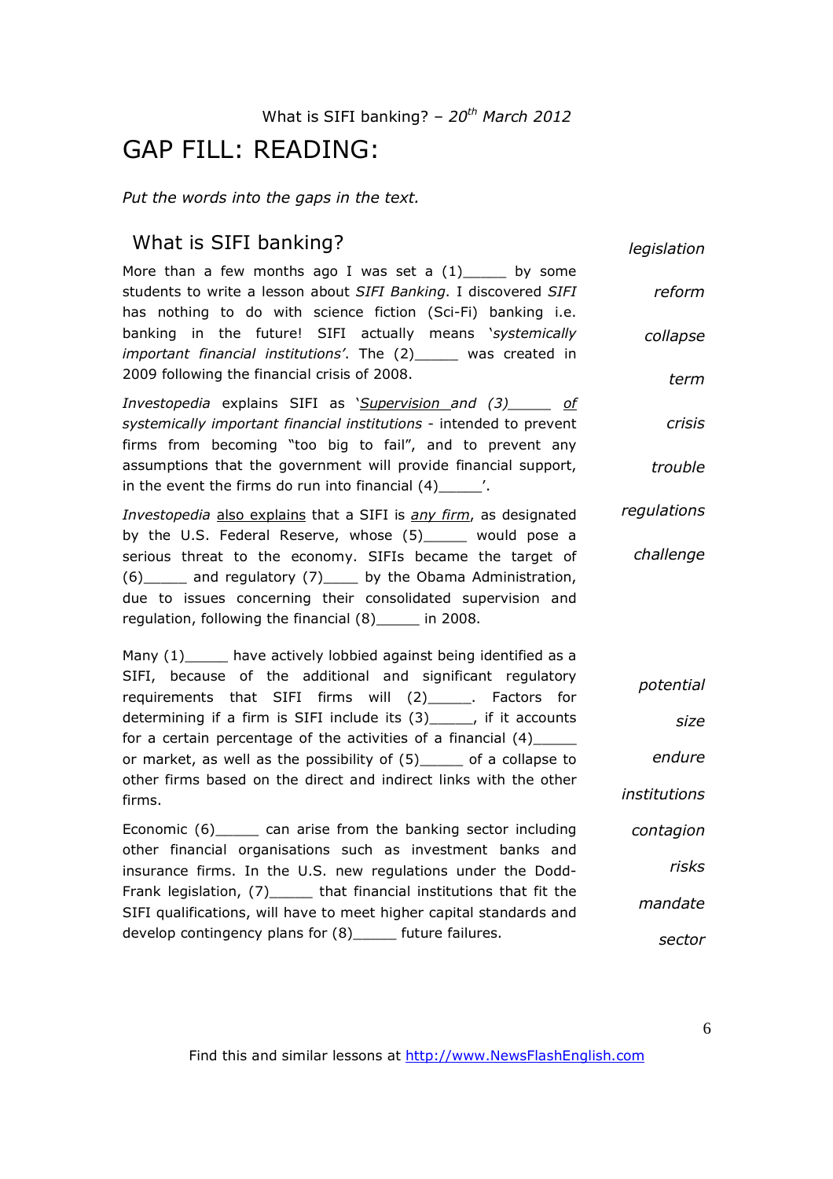What is SIFI banking? – *20th March 2012*

# GAP FILL: READING:

*Put the words into the gaps in the text.*

## What is SIFI banking?

More than a few months ago I was set a (1)_____ by some students to write a lesson about *SIFI Banking*. I discovered *SIFI* has nothing to do with science fiction (Sci-Fi) banking i.e. banking in the future! SIFI actually means *'systemically important financial institutions'*. The (2)_____ was created in 2009 following the financial crisis of 2008.

*Investopedia* explains SIFI as *'Supervision and (3)_____ of systemically important financial institutions* - intended to prevent firms from becoming "too big to fail", and to prevent any assumptions that the government will provide financial support, in the event the firms do run into financial (4)_____'.

*Investopedia* also explains that a SIFI is *any firm*, as designated by the U.S. Federal Reserve, whose (5)_____ would pose a serious threat to the economy. SIFIs became the target of (6)_____ and regulatory (7)____ by the Obama Administration, due to issues concerning their consolidated supervision and regulation, following the financial (8)_____ in 2008.

*legislation*

*reform*

*collapse*

*term*

*crisis*

*trouble*

*regulations*

*challenge*

Many (1)_____ have actively lobbied against being identified as a SIFI, because of the additional and significant regulatory requirements that SIFI firms will (2)_____. Factors for determining if a firm is SIFI include its (3)_____, if it accounts for a certain percentage of the activities of a financial (4)_____ or market, as well as the possibility of (5)_____ of a collapse to other firms based on the direct and indirect links with the other firms.

Economic (6)_____ can arise from the banking sector including other financial organisations such as investment banks and insurance firms. In the U.S. new regulations under the Dodd-Frank legislation, (7)_____ that financial institutions that fit the SIFI qualifications, will have to meet higher capital standards and develop contingency plans for (8)_____ future failures.

*potential*

*size*

*endure*

*institutions*

*contagion*

*risks*

*mandate*

*sector*

Find this and similar lessons at http://www.NewsFlashEnglish.com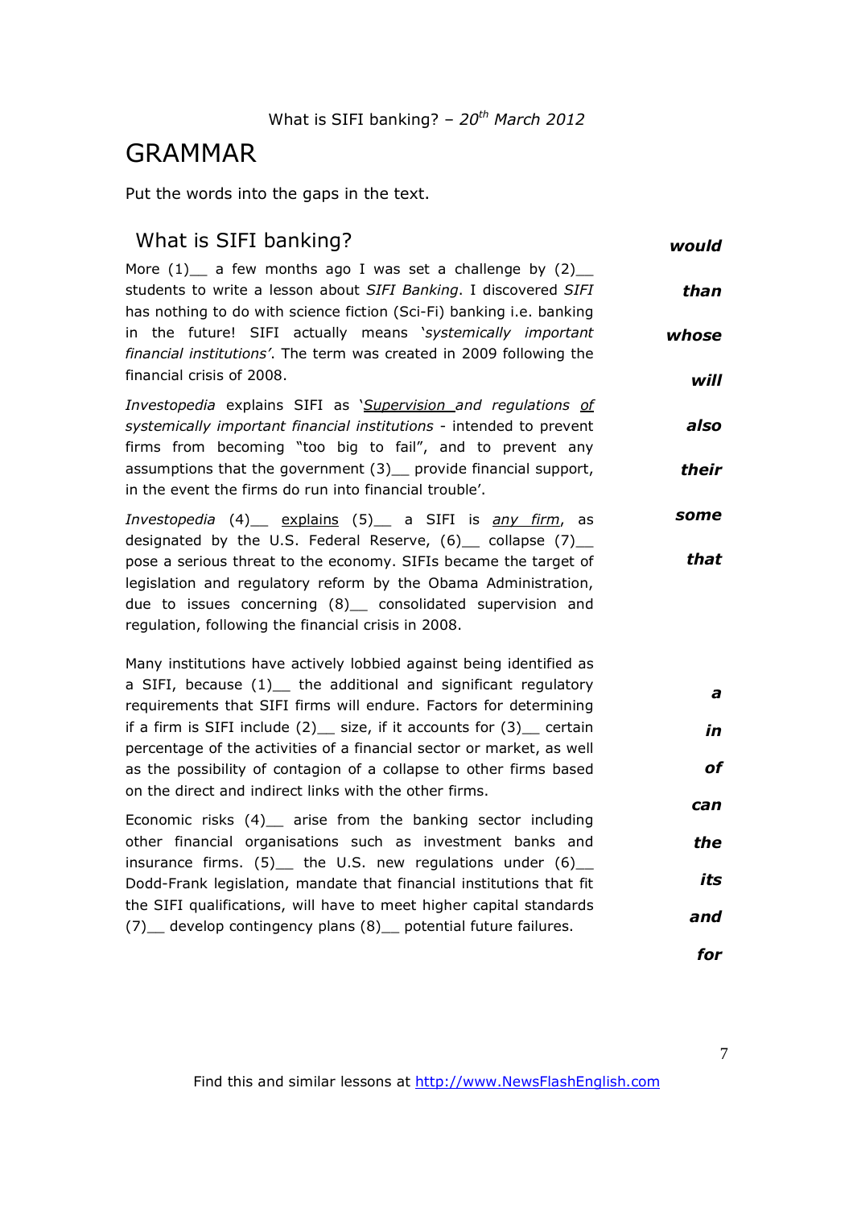What is SIFI banking? – 20th March 2012

# GRAMMAR

Put the words into the gaps in the text.

## What is SIFI banking?

More (1)__ a few months ago I was set a challenge by (2)__ students to write a lesson about *SIFI Banking*. I discovered *SIFI* has nothing to do with science fiction (Sci-Fi) banking i.e. banking in the future! SIFI actually means *'systemically important financial institutions'*. The term was created in 2009 following the financial crisis of 2008.

*Investopedia* explains SIFI as '*Supervision and regulations of systemically important financial institutions* - intended to prevent firms from becoming "too big to fail", and to prevent any assumptions that the government (3)__ provide financial support, in the event the firms do run into financial trouble'.

*Investopedia* (4)__ explains (5)__ a SIFI is *any firm*, as designated by the U.S. Federal Reserve, (6)__ collapse (7)__ pose a serious threat to the economy. SIFIs became the target of legislation and regulatory reform by the Obama Administration, due to issues concerning (8)__ consolidated supervision and regulation, following the financial crisis in 2008.

***would***

***than***

***whose***

***will***

***also***

***their***

***some***

***that***

Many institutions have actively lobbied against being identified as a SIFI, because (1)__ the additional and significant regulatory requirements that SIFI firms will endure. Factors for determining if a firm is SIFI include (2)__ size, if it accounts for (3)__ certain percentage of the activities of a financial sector or market, as well as the possibility of contagion of a collapse to other firms based on the direct and indirect links with the other firms.

Economic risks (4)__ arise from the banking sector including other financial organisations such as investment banks and insurance firms. (5)__ the U.S. new regulations under (6)__ Dodd-Frank legislation, mandate that financial institutions that fit the SIFI qualifications, will have to meet higher capital standards (7)__ develop contingency plans (8)__ potential future failures.

***a***

***in***

***of***

***can***

***the***

***its***

***and***

***for***

Find this and similar lessons at http://www.NewsFlashEnglish.com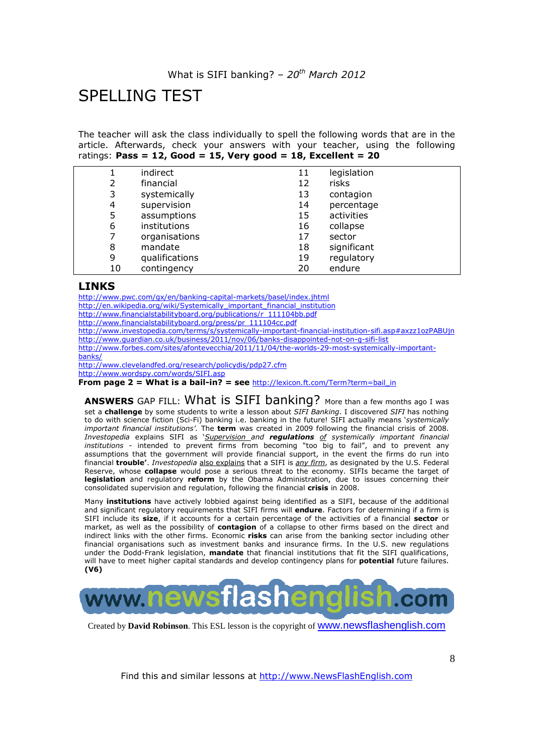What is SIFI banking? – 20th March 2012

# SPELLING TEST

The teacher will ask the class individually to spell the following words that are in the article. Afterwards, check your answers with your teacher, using the following ratings: **Pass = 12, Good = 15, Very good = 18, Excellent = 20**

| | | | |
|---|---|---|---|
| 1 | indirect | 11 | legislation |
| 2 | financial | 12 | risks |
| 3 | systemically | 13 | contagion |
| 4 | supervision | 14 | percentage |
| 5 | assumptions | 15 | activities |
| 6 | institutions | 16 | collapse |
| 7 | organisations | 17 | sector |
| 8 | mandate | 18 | significant |
| 9 | qualifications | 19 | regulatory |
| 10 | contingency | 20 | endure |

## LINKS

http://www.pwc.com/gx/en/banking-capital-markets/basel/index.jhtml
http://en.wikipedia.org/wiki/Systemically_important_financial_institution
http://www.financialstabilityboard.org/publications/r_111104bb.pdf
http://www.financialstabilityboard.org/press/pr_111104cc.pdf
http://www.investopedia.com/terms/s/systemically-important-financial-institution-sifi.asp#axzz1ozPABUjn
http://www.guardian.co.uk/business/2011/nov/06/banks-disappointed-not-on-g-sifi-list
http://www.forbes.com/sites/afontevecchia/2011/11/04/the-worlds-29-most-systemically-important-banks/
http://www.clevelandfed.org/research/policydis/pdp27.cfm
http://www.wordspy.com/words/SIFI.asp
**From page 2 = What is a bail-in? = see** http://lexicon.ft.com/Term?term=bail_in

**ANSWERS** GAP FILL: What is SIFI banking? More than a few months ago I was set a **challenge** by some students to write a lesson about *SIFI Banking*. I discovered *SIFI* has nothing to do with science fiction (Sci-Fi) banking i.e. banking in the future! SIFI actually means '*systemically important financial institutions'*. The **term** was created in 2009 following the financial crisis of 2008. *Investopedia* explains SIFI as '*Supervision and **regulations** of systemically important financial institutions* - intended to prevent firms from becoming "too big to fail", and to prevent any assumptions that the government will provide financial support, in the event the firms do run into financial **trouble**'. *Investopedia* also explains that a SIFI is *any firm*, as designated by the U.S. Federal Reserve, whose **collapse** would pose a serious threat to the economy. SIFIs became the target of **legislation** and regulatory **reform** by the Obama Administration, due to issues concerning their consolidated supervision and regulation, following the financial **crisis** in 2008.

Many **institutions** have actively lobbied against being identified as a SIFI, because of the additional and significant regulatory requirements that SIFI firms will **endure**. Factors for determining if a firm is SIFI include its **size**, if it accounts for a certain percentage of the activities of a financial **sector** or market, as well as the possibility of **contagion** of a collapse to other firms based on the direct and indirect links with the other firms. Economic **risks** can arise from the banking sector including other financial organisations such as investment banks and insurance firms. In the U.S. new regulations under the Dodd-Frank legislation, **mandate** that financial institutions that fit the SIFI qualifications, will have to meet higher capital standards and develop contingency plans for **potential** future failures. **(V6)**

www.newsflashenglish.com

Created by **David Robinson**. This ESL lesson is the copyright of www.newsflashenglish.com

Find this and similar lessons at http://www.NewsFlashEnglish.com